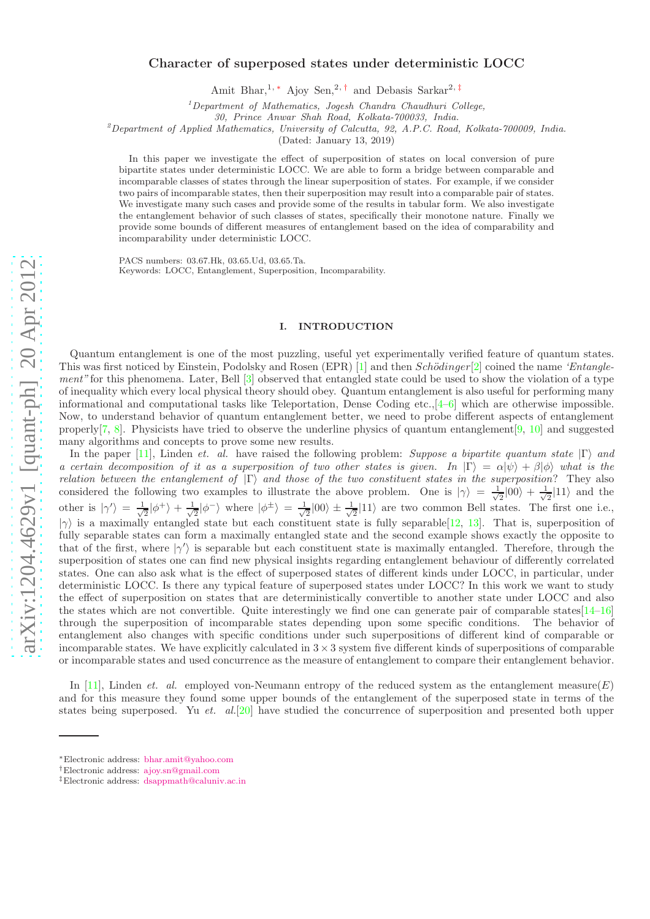# Character of superposed states under deterministic LOCC

Amit Bhar,[1,*] Ajoy Sen,[2,†] and Debasis Sarkar[2,‡]

[1] *Department of Mathematics, Jogesh Chandra Chaudhuri College, 30, Prince Anwar Shah Road, Kolkata-700033, India.*

[2] *Department of Applied Mathematics, University of Calcutta, 92, A.P.C. Road, Kolkata-700009, India.*

(Dated: January 13, 2019)

In this paper we investigate the effect of superposition of states on local conversion of pure bipartite states under deterministic LOCC. We are able to form a bridge between comparable and incomparable classes of states through the linear superposition of states. For example, if we consider two pairs of incomparable states, then their superposition may result into a comparable pair of states. We investigate many such cases and provide some of the results in tabular form. We also investigate the entanglement behavior of such classes of states, specifically their monotone nature. Finally we provide some bounds of different measures of entanglement based on the idea of comparability and incomparability under deterministic LOCC.

PACS numbers: 03.67.Hk, 03.65.Ud, 03.65.Ta.
Keywords: LOCC, Entanglement, Superposition, Incomparability.

## I. INTRODUCTION

Quantum entanglement is one of the most puzzling, useful yet experimentally verified feature of quantum states. This was first noticed by Einstein, Podolsky and Rosen (EPR) [1] and then *Schödinger*[2] coined the name *'Entanglement"* for this phenomena. Later, Bell [3] observed that entangled state could be used to show the violation of a type of inequality which every local physical theory should obey. Quantum entanglement is also useful for performing many informational and computational tasks like Teleportation, Dense Coding etc.,[4–6] which are otherwise impossible. Now, to understand behavior of quantum entanglement better, we need to probe different aspects of entanglement properly[7, 8]. Physicists have tried to observe the underline physics of quantum entanglement[9, 10] and suggested many algorithms and concepts to prove some new results.

In the paper [11], Linden *et. al.* have raised the following problem: *Suppose a bipartite quantum state* $|\Gamma\rangle$ *and a certain decomposition of it as a superposition of two other states is given. In* $|\Gamma\rangle = \alpha|\psi\rangle + \beta|\phi\rangle$ *what is the relation between the entanglement of* $|\Gamma\rangle$ *and those of the two constituent states in the superposition*? They also considered the following two examples to illustrate the above problem. One is $|\gamma\rangle = \frac{1}{\sqrt{2}}|00\rangle + \frac{1}{\sqrt{2}}|11\rangle$ and the other is $|\gamma'\rangle = \frac{1}{\sqrt{2}}|\phi^+\rangle + \frac{1}{\sqrt{2}}|\phi^-\rangle$ where $|\phi^\pm\rangle = \frac{1}{\sqrt{2}}|00\rangle \pm \frac{1}{\sqrt{2}}|11\rangle$ are two common Bell states. The first one i.e., $|\gamma\rangle$ is a maximally entangled state but each constituent state is fully separable[12, 13]. That is, superposition of fully separable states can form a maximally entangled state and the second example shows exactly the opposite to that of the first, where $|\gamma'\rangle$ is separable but each constituent state is maximally entangled. Therefore, through the superposition of states one can find new physical insights regarding entanglement behaviour of differently correlated states. One can also ask what is the effect of superposed states of different kinds under LOCC, in particular, under deterministic LOCC. Is there any typical feature of superposed states under LOCC? In this work we want to study the effect of superposition on states that are deterministically convertible to another state under LOCC and also the states which are not convertible. Quite interestingly we find one can generate pair of comparable states[14–16] through the superposition of incomparable states depending upon some specific conditions. The behavior of entanglement also changes with specific conditions under such superpositions of different kind of comparable or incomparable states. We have explicitly calculated in $3 \times 3$ system five different kinds of superpositions of comparable or incomparable states and used concurrence as the measure of entanglement to compare their entanglement behavior.

In [11], Linden *et. al.* employed von-Neumann entropy of the reduced system as the entanglement measure($E$) and for this measure they found some upper bounds of the entanglement of the superposed state in terms of the states being superposed. Yu *et. al.*[20] have studied the concurrence of superposition and presented both upper

*Electronic address: bhar.amit@yahoo.com
†Electronic address: ajoy.sn@gmail.com
‡Electronic address: dsappmath@caluniv.ac.in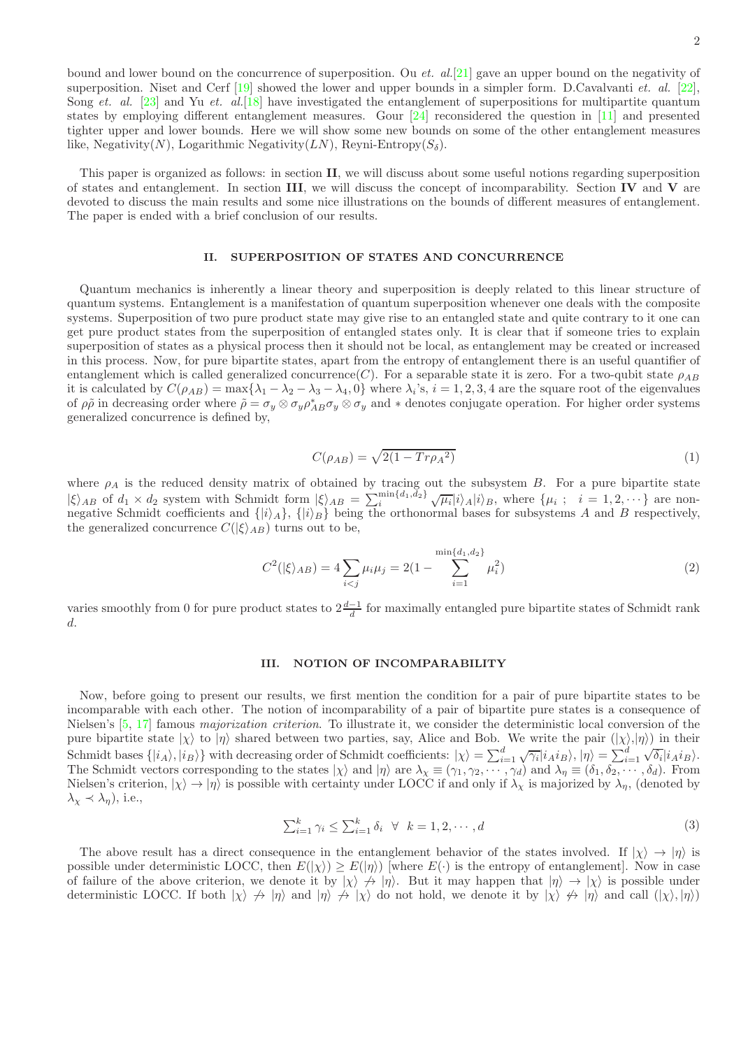bound and lower bound on the concurrence of superposition. Ou *et. al.*[21] gave an upper bound on the negativity of superposition. Niset and Cerf [19] showed the lower and upper bounds in a simpler form. D.Cavalvanti *et. al.* [22], Song *et. al.* [23] and Yu *et. al.*[18] have investigated the entanglement of superpositions for multipartite quantum states by employing different entanglement measures. Gour [24] reconsidered the question in [11] and presented tighter upper and lower bounds. Here we will show some new bounds on some of the other entanglement measures like, Negativity($N$), Logarithmic Negativity($LN$), Reyni-Entropy($S_\delta$).

This paper is organized as follows: in section **II**, we will discuss about some useful notions regarding superposition of states and entanglement. In section **III**, we will discuss the concept of incomparability. Section **IV** and **V** are devoted to discuss the main results and some nice illustrations on the bounds of different measures of entanglement. The paper is ended with a brief conclusion of our results.

## II. SUPERPOSITION OF STATES AND CONCURRENCE

Quantum mechanics is inherently a linear theory and superposition is deeply related to this linear structure of quantum systems. Entanglement is a manifestation of quantum superposition whenever one deals with the composite systems. Superposition of two pure product state may give rise to an entangled state and quite contrary to it one can get pure product states from the superposition of entangled states only. It is clear that if someone tries to explain superposition of states as a physical process then it should not be local, as entanglement may be created or increased in this process. Now, for pure bipartite states, apart from the entropy of entanglement there is an useful quantifier of entanglement which is called generalized concurrence($C$). For a separable state it is zero. For a two-qubit state $\rho_{AB}$ it is calculated by $C(\rho_{AB}) = \max\{\lambda_1 - \lambda_2 - \lambda_3 - \lambda_4, 0\}$ where $\lambda_i$'s, $i = 1, 2, 3, 4$ are the square root of the eigenvalues of $\rho\tilde{\rho}$ in decreasing order where $\tilde{\rho} = \sigma_y \otimes \sigma_y \rho^*_{AB} \sigma_y \otimes \sigma_y$ and $*$ denotes conjugate operation. For higher order systems generalized concurrence is defined by,

$$C(\rho_{AB}) = \sqrt{2(1 - Tr{\rho_A}^2)} \tag{1}$$

where $\rho_A$ is the reduced density matrix of obtained by tracing out the subsystem $B$. For a pure bipartite state $|\xi\rangle_{AB}$ of $d_1 \times d_2$ system with Schmidt form $|\xi\rangle_{AB} = \sum_i^{\min\{d_1,d_2\}} \sqrt{\mu_i}|i\rangle_A|i\rangle_B$, where $\{\mu_i \ ; \ \ i = 1, 2, \cdots\}$ are non-negative Schmidt coefficients and $\{|i\rangle_A\}$, $\{|i\rangle_B\}$ being the orthonormal bases for subsystems $A$ and $B$ respectively, the generalized concurrence $C(|\xi\rangle_{AB})$ turns out to be,

$$C^2(|\xi\rangle_{AB}) = 4\sum_{i<j} \mu_i \mu_j = 2(1 - \sum_{i=1}^{\min\{d_1,d_2\}} \mu_i^2) \tag{2}$$

varies smoothly from 0 for pure product states to $2\frac{d-1}{d}$ for maximally entangled pure bipartite states of Schmidt rank $d$.

## III. NOTION OF INCOMPARABILITY

Now, before going to present our results, we first mention the condition for a pair of pure bipartite states to be incomparable with each other. The notion of incomparability of a pair of bipartite pure states is a consequence of Nielsen's [5, 17] famous *majorization criterion*. To illustrate it, we consider the deterministic local conversion of the pure bipartite state $|\chi\rangle$ to $|\eta\rangle$ shared between two parties, say, Alice and Bob. We write the pair ($|\chi\rangle$,$|\eta\rangle$) in their Schmidt bases $\{|i_A\rangle, |i_B\rangle\}$ with decreasing order of Schmidt coefficients: $|\chi\rangle = \sum_{i=1}^d \sqrt{\gamma_i}|i_A i_B\rangle$, $|\eta\rangle = \sum_{i=1}^d \sqrt{\delta_i}|i_A i_B\rangle$. The Schmidt vectors corresponding to the states $|\chi\rangle$ and $|\eta\rangle$ are $\lambda_\chi \equiv (\gamma_1, \gamma_2, \cdots, \gamma_d)$ and $\lambda_\eta \equiv (\delta_1, \delta_2, \cdots, \delta_d)$. From Nielsen's criterion, $|\chi\rangle \to |\eta\rangle$ is possible with certainty under LOCC if and only if $\lambda_\chi$ is majorized by $\lambda_\eta$, (denoted by $\lambda_\chi \prec \lambda_\eta$), i.e.,

$$\textstyle\sum_{i=1}^k \gamma_i \leq \sum_{i=1}^k \delta_i \ \ \forall \ \ k = 1, 2, \cdots, d \tag{3}$$

The above result has a direct consequence in the entanglement behavior of the states involved. If $|\chi\rangle \to |\eta\rangle$ is possible under deterministic LOCC, then $E(|\chi\rangle) \geq E(|\eta\rangle)$ [where $E(\cdot)$ is the entropy of entanglement]. Now in case of failure of the above criterion, we denote it by $|\chi\rangle \nrightarrow |\eta\rangle$. But it may happen that $|\eta\rangle \to |\chi\rangle$ is possible under deterministic LOCC. If both $|\chi\rangle \nrightarrow |\eta\rangle$ and $|\eta\rangle \nrightarrow |\chi\rangle$ do not hold, we denote it by $|\chi\rangle \nleftrightarrow |\eta\rangle$ and call ($|\chi\rangle$,$|\eta\rangle$)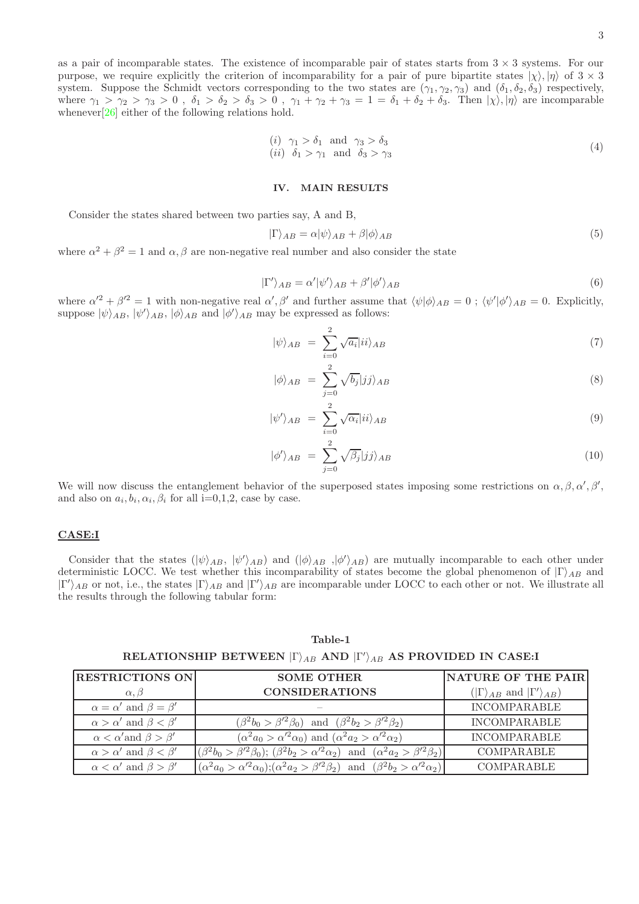as a pair of incomparable states. The existence of incomparable pair of states starts from $3 \times 3$ systems. For our purpose, we require explicitly the criterion of incomparability for a pair of pure bipartite states $|\chi\rangle, |\eta\rangle$ of $3 \times 3$ system. Suppose the Schmidt vectors corresponding to the two states are $(\gamma_1, \gamma_2, \gamma_3)$ and $(\delta_1, \delta_2, \delta_3)$ respectively, where $\gamma_1 > \gamma_2 > \gamma_3 > 0$ , $\delta_1 > \delta_2 > \delta_3 > 0$ , $\gamma_1 + \gamma_2 + \gamma_3 = 1 = \delta_1 + \delta_2 + \delta_3$. Then $|\chi\rangle, |\eta\rangle$ are incomparable whenever[26] either of the following relations hold.

$$
\begin{array}{l}
(i)\ \ \gamma_1 > \delta_1 \ \text{ and } \ \gamma_3 > \delta_3 \\
(ii)\ \ \delta_1 > \gamma_1 \ \text{ and } \ \delta_3 > \gamma_3
\end{array}
\tag{4}
$$

## IV. MAIN RESULTS

Consider the states shared between two parties say, A and B,

$$
|\Gamma\rangle_{AB} = \alpha|\psi\rangle_{AB} + \beta|\phi\rangle_{AB} \tag{5}
$$

where $\alpha^2 + \beta^2 = 1$ and $\alpha, \beta$ are non-negative real number and also consider the state

$$
|\Gamma'\rangle_{AB} = \alpha'|\psi'\rangle_{AB} + \beta'|\phi'\rangle_{AB} \tag{6}
$$

where $\alpha'^2 + \beta'^2 = 1$ with non-negative real $\alpha', \beta'$ and further assume that $\langle\psi|\phi\rangle_{AB} = 0$ ; $\langle\psi'|\phi'\rangle_{AB} = 0$. Explicitly, suppose $|\psi\rangle_{AB}$, $|\psi'\rangle_{AB}$, $|\phi\rangle_{AB}$ and $|\phi'\rangle_{AB}$ may be expressed as follows:

$$
|\psi\rangle_{AB} = \sum_{i=0}^{2} \sqrt{a_i}|ii\rangle_{AB} \tag{7}
$$

$$
|\phi\rangle_{AB} = \sum_{j=0}^{2} \sqrt{b_j}|jj\rangle_{AB} \tag{8}
$$

$$
|\psi'\rangle_{AB} = \sum_{i=0}^{2} \sqrt{\alpha_i}|ii\rangle_{AB} \tag{9}
$$

$$
|\phi'\rangle_{AB} = \sum_{j=0}^{2} \sqrt{\beta_j}|jj\rangle_{AB} \tag{10}
$$

We will now discuss the entanglement behavior of the superposed states imposing some restrictions on $\alpha, \beta, \alpha', \beta'$, and also on $a_i, b_i, \alpha_i, \beta_i$ for all i=0,1,2, case by case.

### CASE:I

Consider that the states ($|\psi\rangle_{AB}$, $|\psi'\rangle_{AB}$) and ($|\phi\rangle_{AB}$ ,$|\phi'\rangle_{AB}$) are mutually incomparable to each other under deterministic LOCC. We test whether this incomparability of states become the global phenomenon of $|\Gamma\rangle_{AB}$ and $|\Gamma'\rangle_{AB}$ or not, i.e., the states $|\Gamma\rangle_{AB}$ and $|\Gamma'\rangle_{AB}$ are incomparable under LOCC to each other or not. We illustrate all the results through the following tabular form:

**Table-1**

**RELATIONSHIP BETWEEN $|\Gamma\rangle_{AB}$ AND $|\Gamma'\rangle_{AB}$ AS PROVIDED IN CASE:I**

| RESTRICTIONS ON $\alpha, \beta$ | SOME OTHER CONSIDERATIONS | NATURE OF THE PAIR ($|\Gamma\rangle_{AB}$ and $|\Gamma'\rangle_{AB}$) |
|---|---|---|
| $\alpha = \alpha'$ and $\beta = \beta'$ | – | INCOMPARABLE |
| $\alpha > \alpha'$ and $\beta < \beta'$ | $(\beta^2 b_0 > \beta'^2 \beta_0)$ and $(\beta^2 b_2 > \beta'^2 \beta_2)$ | INCOMPARABLE |
| $\alpha < \alpha'$ and $\beta > \beta'$ | $(\alpha^2 a_0 > \alpha'^2 \alpha_0)$ and $(\alpha^2 a_2 > \alpha'^2 \alpha_2)$ | INCOMPARABLE |
| $\alpha > \alpha'$ and $\beta < \beta'$ | $(\beta^2 b_0 > \beta'^2 \beta_0)$; $(\beta^2 b_2 > \alpha'^2 \alpha_2)$ and $(\alpha^2 a_2 > \beta'^2 \beta_2)$ | COMPARABLE |
| $\alpha < \alpha'$ and $\beta > \beta'$ | $(\alpha^2 a_0 > \alpha'^2 \alpha_0)$;$(\alpha^2 a_2 > \beta'^2 \beta_2)$ and $(\beta^2 b_2 > \alpha'^2 \alpha_2)$ | COMPARABLE |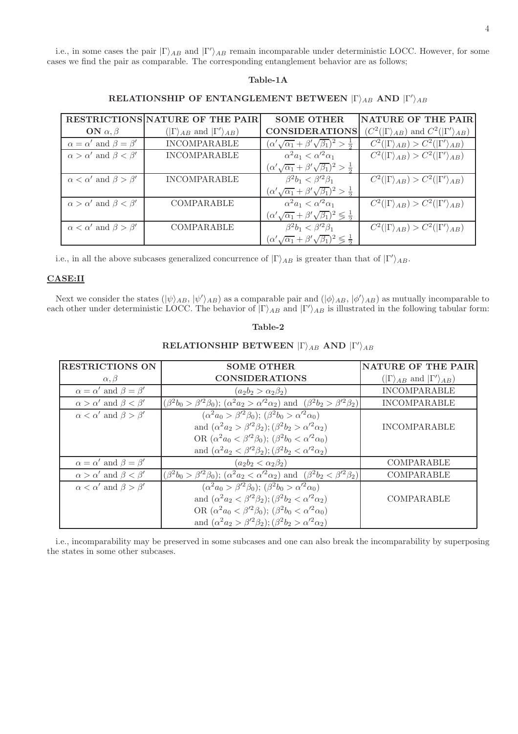i.e., in some cases the pair $|\Gamma\rangle_{AB}$ and $|\Gamma'\rangle_{AB}$ remain incomparable under deterministic LOCC. However, for some cases we find the pair as comparable. The corresponding entanglement behavior are as follows;

**Table-1A**

**RELATIONSHIP OF ENTANGLEMENT BETWEEN $|\Gamma\rangle_{AB}$ AND $|\Gamma'\rangle_{AB}$**

| **RESTRICTIONS ON $\alpha, \beta$** | **NATURE OF THE PAIR** ($|\Gamma\rangle_{AB}$ and $|\Gamma'\rangle_{AB}$) | **SOME OTHER CONSIDERATIONS** | **NATURE OF THE PAIR** ($C^2(|\Gamma\rangle_{AB})$ and $C^2(|\Gamma'\rangle_{AB})$) |
|---|---|---|---|
| $\alpha = \alpha'$ and $\beta = \beta'$ | INCOMPARABLE | $(\alpha'\sqrt{\alpha_1} + \beta'\sqrt{\beta_1})^2 > \frac{1}{2}$ | $C^2(|\Gamma\rangle_{AB}) > C^2(|\Gamma'\rangle_{AB})$ |
| $\alpha > \alpha'$ and $\beta < \beta'$ | INCOMPARABLE | $\alpha^2 a_1 < \alpha'^2 \alpha_1$ $(\alpha'\sqrt{\alpha_1} + \beta'\sqrt{\beta_1})^2 > \frac{1}{2}$ | $C^2(|\Gamma\rangle_{AB}) > C^2(|\Gamma'\rangle_{AB})$ |
| $\alpha < \alpha'$ and $\beta > \beta'$ | INCOMPARABLE | $\beta^2 b_1 < \beta'^2 \beta_1$ $(\alpha'\sqrt{\alpha_1} + \beta'\sqrt{\beta_1})^2 > \frac{1}{2}$ | $C^2(|\Gamma\rangle_{AB}) > C^2(|\Gamma'\rangle_{AB})$ |
| $\alpha > \alpha'$ and $\beta < \beta'$ | COMPARABLE | $\alpha^2 a_1 < \alpha'^2 \alpha_1$ $(\alpha'\sqrt{\alpha_1} + \beta'\sqrt{\beta_1})^2 \lesseqgtr \frac{1}{2}$ | $C^2(|\Gamma\rangle_{AB}) > C^2(|\Gamma'\rangle_{AB})$ |
| $\alpha < \alpha'$ and $\beta > \beta'$ | COMPARABLE | $\beta^2 b_1 < \beta'^2 \beta_1$ $(\alpha'\sqrt{\alpha_1} + \beta'\sqrt{\beta_1})^2 \lesseqgtr \frac{1}{2}$ | $C^2(|\Gamma\rangle_{AB}) > C^2(|\Gamma'\rangle_{AB})$ |

i.e., in all the above subcases generalized concurrence of $|\Gamma\rangle_{AB}$ is greater than that of $|\Gamma'\rangle_{AB}$.

## CASE:II

Next we consider the states ($|\psi\rangle_{AB}$, $|\psi'\rangle_{AB}$) as a comparable pair and ($|\phi\rangle_{AB}$, $|\phi'\rangle_{AB}$) as mutually incomparable to each other under deterministic LOCC. The behavior of $|\Gamma\rangle_{AB}$ and $|\Gamma'\rangle_{AB}$ is illustrated in the following tabular form:

**Table-2**

**RELATIONSHIP BETWEEN $|\Gamma\rangle_{AB}$ AND $|\Gamma'\rangle_{AB}$**

| **RESTRICTIONS ON** $\alpha, \beta$ | **SOME OTHER CONSIDERATIONS** | **NATURE OF THE PAIR** ($|\Gamma\rangle_{AB}$ and $|\Gamma'\rangle_{AB}$) |
|---|---|---|
| $\alpha = \alpha'$ and $\beta = \beta'$ | $(a_2 b_2 > \alpha_2 \beta_2)$ | INCOMPARABLE |
| $\alpha > \alpha'$ and $\beta < \beta'$ | $(\beta^2 b_0 > \beta'^2 \beta_0)$; $(\alpha^2 a_2 > \alpha'^2 \alpha_2)$ and $(\beta^2 b_2 > \beta'^2 \beta_2)$ | INCOMPARABLE |
| $\alpha < \alpha'$ and $\beta > \beta'$ | $(\alpha^2 a_0 > \beta'^2 \beta_0)$; $(\beta^2 b_0 > \alpha'^2 \alpha_0)$ and $(\alpha^2 a_2 > \beta'^2 \beta_2)$; $(\beta^2 b_2 > \alpha'^2 \alpha_2)$ OR $(\alpha^2 a_0 < \beta'^2 \beta_0)$; $(\beta^2 b_0 < \alpha'^2 \alpha_0)$ and $(\alpha^2 a_2 < \beta'^2 \beta_2)$; $(\beta^2 b_2 < \alpha'^2 \alpha_2)$ | INCOMPARABLE |
| $\alpha = \alpha'$ and $\beta = \beta'$ | $(a_2 b_2 < \alpha_2 \beta_2)$ | COMPARABLE |
| $\alpha > \alpha'$ and $\beta < \beta'$ | $(\beta^2 b_0 > \beta'^2 \beta_0)$; $(\alpha^2 a_2 < \alpha'^2 \alpha_2)$ and $(\beta^2 b_2 < \beta'^2 \beta_2)$ | COMPARABLE |
| $\alpha < \alpha'$ and $\beta > \beta'$ | $(\alpha^2 a_0 > \beta'^2 \beta_0)$; $(\beta^2 b_0 > \alpha'^2 \alpha_0)$ and $(\alpha^2 a_2 < \beta'^2 \beta_2)$; $(\beta^2 b_2 < \alpha'^2 \alpha_2)$ OR $(\alpha^2 a_0 < \beta'^2 \beta_0)$; $(\beta^2 b_0 < \alpha'^2 \alpha_0)$ and $(\alpha^2 a_2 > \beta'^2 \beta_2)$; $(\beta^2 b_2 > \alpha'^2 \alpha_2)$ | COMPARABLE |

i.e., incomparability may be preserved in some subcases and one can also break the incomparability by superposing the states in some other subcases.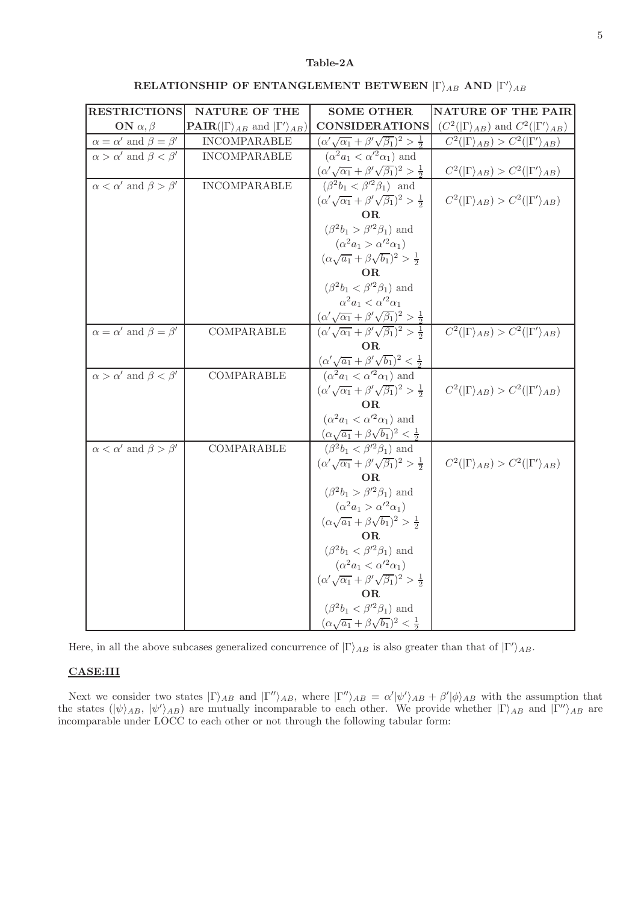**Table-2A**

**RELATIONSHIP OF ENTANGLEMENT BETWEEN $|\Gamma\rangle_{AB}$ AND $|\Gamma'\rangle_{AB}$**

| **RESTRICTIONS ON $\alpha, \beta$** | **NATURE OF THE PAIR($\|\Gamma\rangle_{AB}$ and $\|\Gamma'\rangle_{AB}$)** | **SOME OTHER CONSIDERATIONS** | **NATURE OF THE PAIR ($C^2(\|\Gamma\rangle_{AB})$ and $C^2(\|\Gamma'\rangle_{AB})$)** |
|---|---|---|---|
| $\alpha = \alpha'$ and $\beta = \beta'$ | INCOMPARABLE | $(\alpha'\sqrt{\alpha_1} + \beta'\sqrt{\beta_1})^2 > \frac{1}{2}$ | $C^2(\|\Gamma\rangle_{AB}) > C^2(\|\Gamma'\rangle_{AB})$ |
| $\alpha > \alpha'$ and $\beta < \beta'$ | INCOMPARABLE | $(\alpha^2 a_1 < \alpha'^2\alpha_1)$ and $(\alpha'\sqrt{\alpha_1} + \beta'\sqrt{\beta_1})^2 > \frac{1}{2}$ | $C^2(\|\Gamma\rangle_{AB}) > C^2(\|\Gamma'\rangle_{AB})$ |
| $\alpha < \alpha'$ and $\beta > \beta'$ | INCOMPARABLE | $(\beta^2 b_1 < \beta'^2\beta_1)$ and $(\alpha'\sqrt{\alpha_1} + \beta'\sqrt{\beta_1})^2 > \frac{1}{2}$ **OR** $(\beta^2 b_1 > \beta'^2\beta_1)$ and $(\alpha^2 a_1 > \alpha'^2\alpha_1)$ $(\alpha\sqrt{a_1} + \beta\sqrt{b_1})^2 > \frac{1}{2}$ **OR** $(\beta^2 b_1 < \beta'^2\beta_1)$ and $\alpha^2 a_1 < \alpha'^2\alpha_1$ $(\alpha'\sqrt{\alpha_1} + \beta'\sqrt{\beta_1})^2 > \frac{1}{2}$ | $C^2(\|\Gamma\rangle_{AB}) > C^2(\|\Gamma'\rangle_{AB})$ |
| $\alpha = \alpha'$ and $\beta = \beta'$ | COMPARABLE | $(\alpha'\sqrt{\alpha_1} + \beta'\sqrt{\beta_1})^2 > \frac{1}{2}$ **OR** $(\alpha'\sqrt{a_1} + \beta'\sqrt{b_1})^2 < \frac{1}{2}$ | $C^2(\|\Gamma\rangle_{AB}) > C^2(\|\Gamma'\rangle_{AB})$ |
| $\alpha > \alpha'$ and $\beta < \beta'$ | COMPARABLE | $(\alpha^2 a_1 < \alpha'^2\alpha_1)$ and $(\alpha'\sqrt{\alpha_1} + \beta'\sqrt{\beta_1})^2 > \frac{1}{2}$ **OR** $(\alpha^2 a_1 < \alpha'^2\alpha_1)$ and $(\alpha\sqrt{a_1} + \beta\sqrt{b_1})^2 < \frac{1}{2}$ | $C^2(\|\Gamma\rangle_{AB}) > C^2(\|\Gamma'\rangle_{AB})$ |
| $\alpha < \alpha'$ and $\beta > \beta'$ | COMPARABLE | $(\beta^2 b_1 < \beta'^2\beta_1)$ and $(\alpha'\sqrt{\alpha_1} + \beta'\sqrt{\beta_1})^2 > \frac{1}{2}$ **OR** $(\beta^2 b_1 > \beta'^2\beta_1)$ and $(\alpha^2 a_1 > \alpha'^2\alpha_1)$ $(\alpha\sqrt{a_1} + \beta\sqrt{b_1})^2 > \frac{1}{2}$ **OR** $(\beta^2 b_1 < \beta'^2\beta_1)$ and $(\alpha^2 a_1 < \alpha'^2\alpha_1)$ $(\alpha'\sqrt{\alpha_1} + \beta'\sqrt{\beta_1})^2 > \frac{1}{2}$ **OR** $(\beta^2 b_1 < \beta'^2\beta_1)$ and $(\alpha\sqrt{a_1} + \beta\sqrt{b_1})^2 < \frac{1}{2}$ | $C^2(\|\Gamma\rangle_{AB}) > C^2(\|\Gamma'\rangle_{AB})$ |

Here, in all the above subcases generalized concurrence of $|\Gamma\rangle_{AB}$ is also greater than that of $|\Gamma'\rangle_{AB}$.

## CASE:III

Next we consider two states $|\Gamma\rangle_{AB}$ and $|\Gamma''\rangle_{AB}$, where $|\Gamma''\rangle_{AB} = \alpha'|\psi'\rangle_{AB} + \beta'|\phi\rangle_{AB}$ with the assumption that the states $(|\psi\rangle_{AB}, |\psi'\rangle_{AB})$ are mutually incomparable to each other. We provide whether $|\Gamma\rangle_{AB}$ and $|\Gamma''\rangle_{AB}$ are incomparable under LOCC to each other or not through the following tabular form: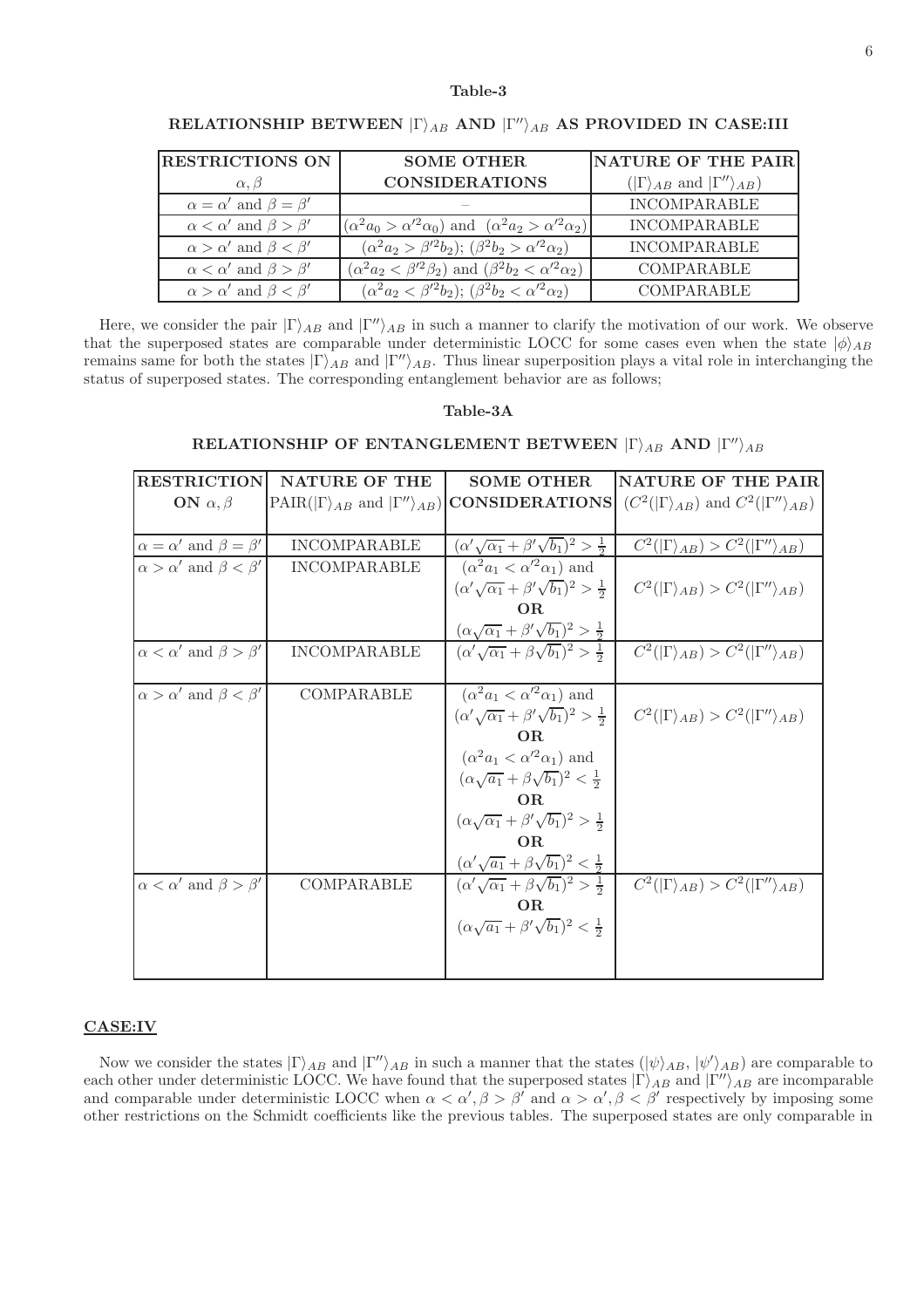**Table-3**

**RELATIONSHIP BETWEEN $|\Gamma\rangle_{AB}$ AND $|\Gamma''\rangle_{AB}$ AS PROVIDED IN CASE:III**

| RESTRICTIONS ON $\alpha, \beta$ | SOME OTHER CONSIDERATIONS | NATURE OF THE PAIR ($|\Gamma\rangle_{AB}$ and $|\Gamma''\rangle_{AB}$) |
|---|---|---|
| $\alpha = \alpha'$ and $\beta = \beta'$ | – | INCOMPARABLE |
| $\alpha < \alpha'$ and $\beta > \beta'$ | $(\alpha^2 a_0 > \alpha'^2 \alpha_0)$ and $(\alpha^2 a_2 > \alpha'^2 \alpha_2)$ | INCOMPARABLE |
| $\alpha > \alpha'$ and $\beta < \beta'$ | $(\alpha^2 a_2 > \beta'^2 b_2)$; $(\beta^2 b_2 > \alpha'^2 \alpha_2)$ | INCOMPARABLE |
| $\alpha < \alpha'$ and $\beta > \beta'$ | $(\alpha^2 a_2 < \beta'^2 \beta_2)$ and $(\beta^2 b_2 < \alpha'^2 \alpha_2)$ | COMPARABLE |
| $\alpha > \alpha'$ and $\beta < \beta'$ | $(\alpha^2 a_2 < \beta'^2 b_2)$; $(\beta^2 b_2 < \alpha'^2 \alpha_2)$ | COMPARABLE |

Here, we consider the pair $|\Gamma\rangle_{AB}$ and $|\Gamma''\rangle_{AB}$ in such a manner to clarify the motivation of our work. We observe that the superposed states are comparable under deterministic LOCC for some cases even when the state $|\phi\rangle_{AB}$ remains same for both the states $|\Gamma\rangle_{AB}$ and $|\Gamma''\rangle_{AB}$. Thus linear superposition plays a vital role in interchanging the status of superposed states. The corresponding entanglement behavior are as follows;

**Table-3A**

**RELATIONSHIP OF ENTANGLEMENT BETWEEN $|\Gamma\rangle_{AB}$ AND $|\Gamma''\rangle_{AB}$**

| RESTRICTION ON $\alpha, \beta$ | NATURE OF THE PAIR($|\Gamma\rangle_{AB}$ and $|\Gamma''\rangle_{AB}$) | SOME OTHER CONSIDERATIONS | NATURE OF THE PAIR ($C^2(|\Gamma\rangle_{AB})$ and $C^2(|\Gamma''\rangle_{AB})$) |
|---|---|---|---|
| $\alpha = \alpha'$ and $\beta = \beta'$ | INCOMPARABLE | $(\alpha'\sqrt{\alpha_1} + \beta'\sqrt{b_1})^2 > \frac{1}{2}$ | $C^2(|\Gamma\rangle_{AB}) > C^2(|\Gamma''\rangle_{AB})$ |
| $\alpha > \alpha'$ and $\beta < \beta'$ | INCOMPARABLE | $(\alpha^2 a_1 < \alpha'^2 \alpha_1)$ and $(\alpha'\sqrt{\alpha_1} + \beta'\sqrt{b_1})^2 > \frac{1}{2}$ **OR** $(\alpha\sqrt{\alpha_1} + \beta'\sqrt{b_1})^2 > \frac{1}{2}$ | $C^2(|\Gamma\rangle_{AB}) > C^2(|\Gamma''\rangle_{AB})$ |
| $\alpha < \alpha'$ and $\beta > \beta'$ | INCOMPARABLE | $(\alpha'\sqrt{\alpha_1} + \beta\sqrt{b_1})^2 > \frac{1}{2}$ | $C^2(|\Gamma\rangle_{AB}) > C^2(|\Gamma''\rangle_{AB})$ |
| $\alpha > \alpha'$ and $\beta < \beta'$ | COMPARABLE | $(\alpha^2 a_1 < \alpha'^2 \alpha_1)$ and $(\alpha'\sqrt{\alpha_1} + \beta'\sqrt{b_1})^2 > \frac{1}{2}$ **OR** $(\alpha^2 a_1 < \alpha'^2 \alpha_1)$ and $(\alpha\sqrt{a_1} + \beta\sqrt{b_1})^2 < \frac{1}{2}$ **OR** $(\alpha\sqrt{\alpha_1} + \beta'\sqrt{b_1})^2 > \frac{1}{2}$ **OR** $(\alpha'\sqrt{a_1} + \beta\sqrt{b_1})^2 < \frac{1}{2}$ | $C^2(|\Gamma\rangle_{AB}) > C^2(|\Gamma''\rangle_{AB})$ |
| $\alpha < \alpha'$ and $\beta > \beta'$ | COMPARABLE | $(\alpha'\sqrt{\alpha_1} + \beta\sqrt{b_1})^2 > \frac{1}{2}$ **OR** $(\alpha\sqrt{a_1} + \beta'\sqrt{b_1})^2 < \frac{1}{2}$ | $C^2(|\Gamma\rangle_{AB}) > C^2(|\Gamma''\rangle_{AB})$ |

## CASE:IV

Now we consider the states $|\Gamma\rangle_{AB}$ and $|\Gamma''\rangle_{AB}$ in such a manner that the states ($|\psi\rangle_{AB}$, $|\psi'\rangle_{AB}$) are comparable to each other under deterministic LOCC. We have found that the superposed states $|\Gamma\rangle_{AB}$ and $|\Gamma''\rangle_{AB}$ are incomparable and comparable under deterministic LOCC when $\alpha < \alpha', \beta > \beta'$ and $\alpha > \alpha', \beta < \beta'$ respectively by imposing some other restrictions on the Schmidt coefficients like the previous tables. The superposed states are only comparable in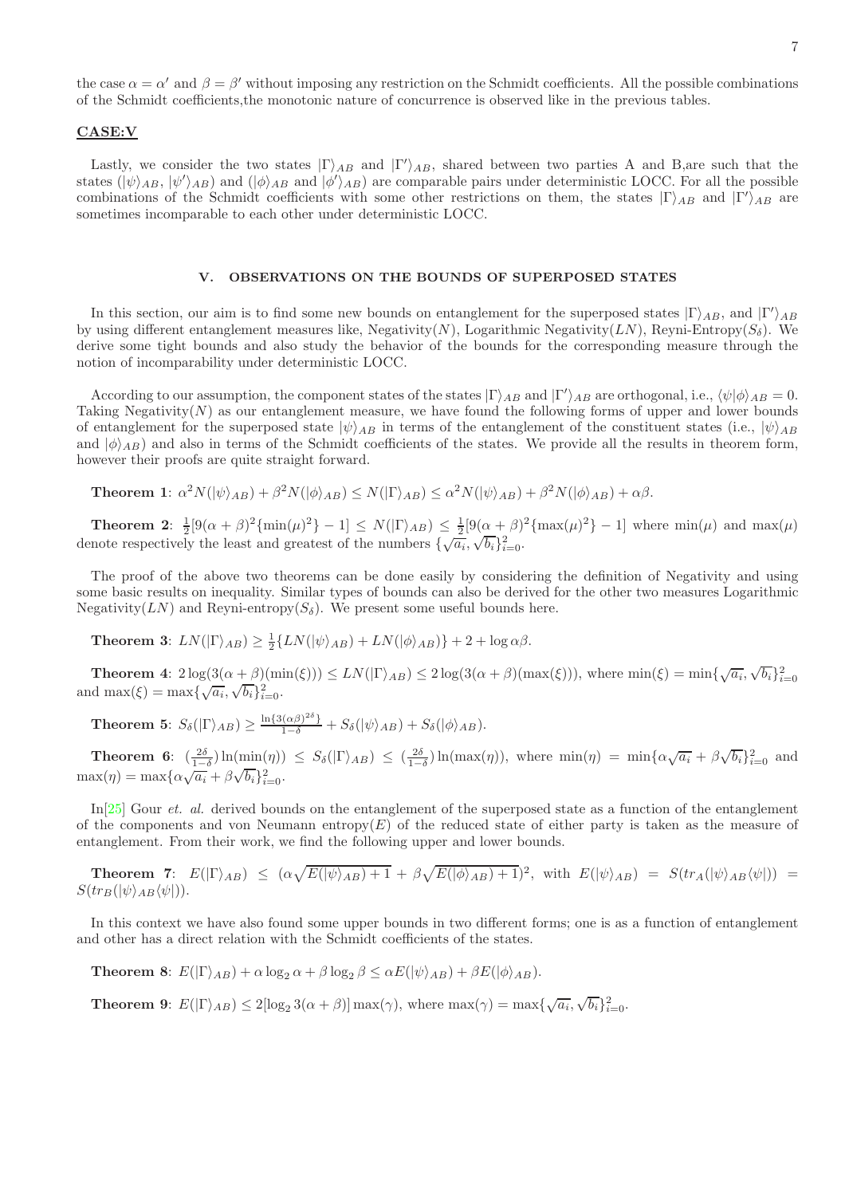the case $\alpha = \alpha'$ and $\beta = \beta'$ without imposing any restriction on the Schmidt coefficients. All the possible combinations of the Schmidt coefficients,the monotonic nature of concurrence is observed like in the previous tables.

**CASE:V**

Lastly, we consider the two states $|\Gamma\rangle_{AB}$ and $|\Gamma'\rangle_{AB}$, shared between two parties A and B,are such that the states $(|\psi\rangle_{AB}, |\psi'\rangle_{AB})$ and $(|\phi\rangle_{AB}$ and $|\phi'\rangle_{AB})$ are comparable pairs under deterministic LOCC. For all the possible combinations of the Schmidt coefficients with some other restrictions on them, the states $|\Gamma\rangle_{AB}$ and $|\Gamma'\rangle_{AB}$ are sometimes incomparable to each other under deterministic LOCC.

## V. OBSERVATIONS ON THE BOUNDS OF SUPERPOSED STATES

In this section, our aim is to find some new bounds on entanglement for the superposed states $|\Gamma\rangle_{AB}$, and $|\Gamma'\rangle_{AB}$ by using different entanglement measures like, Negativity($N$), Logarithmic Negativity($LN$), Reyni-Entropy($S_\delta$). We derive some tight bounds and also study the behavior of the bounds for the corresponding measure through the notion of incomparability under deterministic LOCC.

According to our assumption, the component states of the states $|\Gamma\rangle_{AB}$ and $|\Gamma'\rangle_{AB}$ are orthogonal, i.e., $\langle\psi|\phi\rangle_{AB} = 0$. Taking Negativity($N$) as our entanglement measure, we have found the following forms of upper and lower bounds of entanglement for the superposed state $|\psi\rangle_{AB}$ in terms of the entanglement of the constituent states (i.e., $|\psi\rangle_{AB}$ and $|\phi\rangle_{AB}$) and also in terms of the Schmidt coefficients of the states. We provide all the results in theorem form, however their proofs are quite straight forward.

**Theorem 1**: $\alpha^2 N(|\psi\rangle_{AB}) + \beta^2 N(|\phi\rangle_{AB}) \leq N(|\Gamma\rangle_{AB}) \leq \alpha^2 N(|\psi\rangle_{AB}) + \beta^2 N(|\phi\rangle_{AB}) + \alpha\beta$.

**Theorem 2**: $\frac{1}{2}[9(\alpha+\beta)^2\{\min(\mu)^2\} - 1] \leq N(|\Gamma\rangle_{AB}) \leq \frac{1}{2}[9(\alpha+\beta)^2\{\max(\mu)^2\} - 1]$ where $\min(\mu)$ and $\max(\mu)$ denote respectively the least and greatest of the numbers $\{\sqrt{a_i}, \sqrt{b_i}\}_{i=0}^{2}$.

The proof of the above two theorems can be done easily by considering the definition of Negativity and using some basic results on inequality. Similar types of bounds can also be derived for the other two measures Logarithmic Negativity($LN$) and Reyni-entropy($S_\delta$). We present some useful bounds here.

**Theorem 3**: $LN(|\Gamma\rangle_{AB}) \geq \frac{1}{2}\{LN(|\psi\rangle_{AB}) + LN(|\phi\rangle_{AB})\} + 2 + \log\alpha\beta$.

**Theorem 4**: $2\log(3(\alpha+\beta)(\min(\xi))) \leq LN(|\Gamma\rangle_{AB}) \leq 2\log(3(\alpha+\beta)(\max(\xi)))$, where $\min(\xi) = \min\{\sqrt{a_i}, \sqrt{b_i}\}_{i=0}^{2}$ and $\max(\xi) = \max\{\sqrt{a_i}, \sqrt{b_i}\}_{i=0}^{2}$.

**Theorem 5**: $S_\delta(|\Gamma\rangle_{AB}) \geq \frac{\ln\{3(\alpha\beta)^{2\delta}\}}{1-\delta} + S_\delta(|\psi\rangle_{AB}) + S_\delta(|\phi\rangle_{AB})$.

**Theorem 6**: $(\frac{2\delta}{1-\delta})\ln(\min(\eta)) \leq S_\delta(|\Gamma\rangle_{AB}) \leq (\frac{2\delta}{1-\delta})\ln(\max(\eta))$, where $\min(\eta) = \min\{\alpha\sqrt{a_i} + \beta\sqrt{b_i}\}_{i=0}^{2}$ and $\max(\eta) = \max\{\alpha\sqrt{a_i} + \beta\sqrt{b_i}\}_{i=0}^{2}$.

In[25] Gour *et. al.* derived bounds on the entanglement of the superposed state as a function of the entanglement of the components and von Neumann entropy($E$) of the reduced state of either party is taken as the measure of entanglement. From their work, we find the following upper and lower bounds.

**Theorem 7**: $E(|\Gamma\rangle_{AB}) \leq (\alpha\sqrt{E(|\psi\rangle_{AB}) + 1} + \beta\sqrt{E(|\phi\rangle_{AB}) + 1})^2$, with $E(|\psi\rangle_{AB}) = S(tr_A(|\psi\rangle_{AB}\langle\psi|)) = S(tr_B(|\psi\rangle_{AB}\langle\psi|))$.

In this context we have also found some upper bounds in two different forms; one is as a function of entanglement and other has a direct relation with the Schmidt coefficients of the states.

**Theorem 8**: $E(|\Gamma\rangle_{AB}) + \alpha\log_2\alpha + \beta\log_2\beta \leq \alpha E(|\psi\rangle_{AB}) + \beta E(|\phi\rangle_{AB})$.

**Theorem 9**: $E(|\Gamma\rangle_{AB}) \leq 2[\log_2 3(\alpha+\beta)]\max(\gamma)$, where $\max(\gamma) = \max\{\sqrt{a_i}, \sqrt{b_i}\}_{i=0}^{2}$.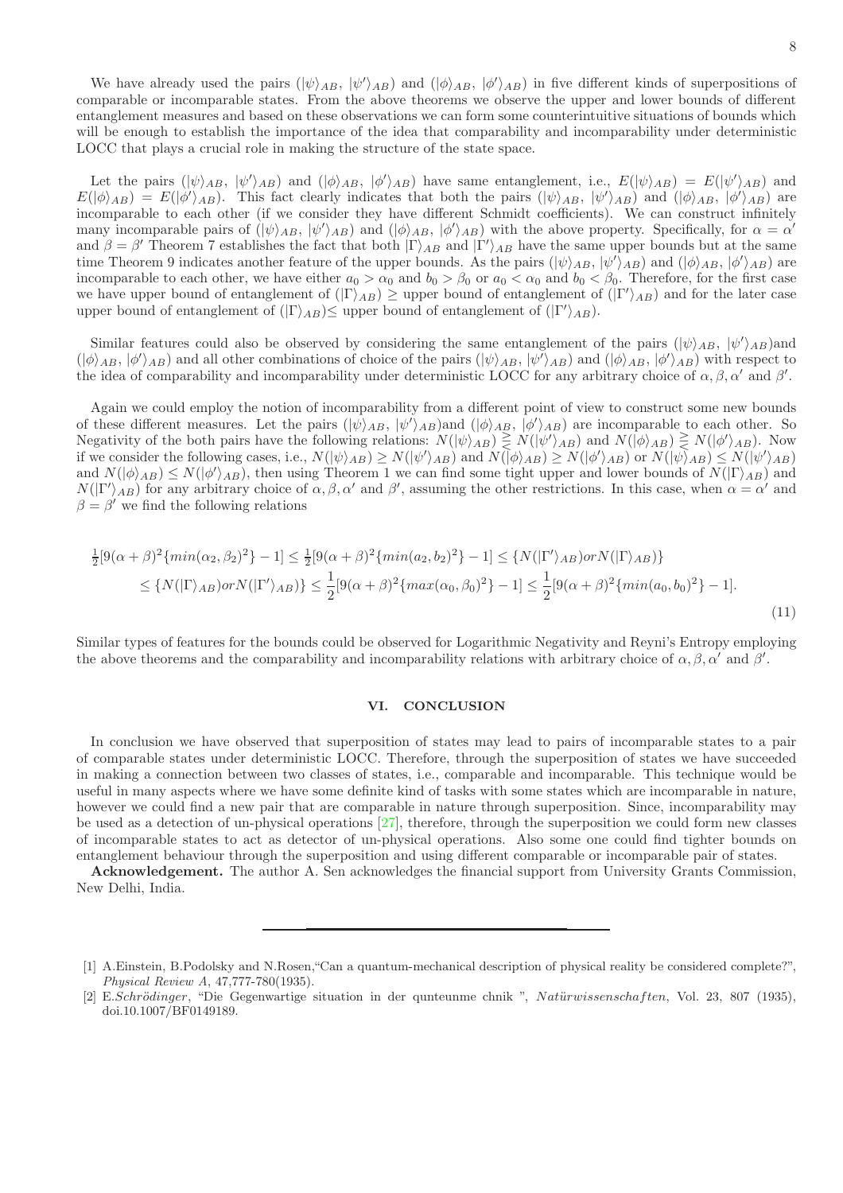We have already used the pairs ($|\psi\rangle_{AB}$, $|\psi'\rangle_{AB}$) and ($|\phi\rangle_{AB}$, $|\phi'\rangle_{AB}$) in five different kinds of superpositions of comparable or incomparable states. From the above theorems we observe the upper and lower bounds of different entanglement measures and based on these observations we can form some counterintuitive situations of bounds which will be enough to establish the importance of the idea that comparability and incomparability under deterministic LOCC that plays a crucial role in making the structure of the state space.

Let the pairs ($|\psi\rangle_{AB}$, $|\psi'\rangle_{AB}$) and ($|\phi\rangle_{AB}$, $|\phi'\rangle_{AB}$) have same entanglement, i.e., $E(|\psi\rangle_{AB}) = E(|\psi'\rangle_{AB})$ and $E(|\phi\rangle_{AB}) = E(|\phi'\rangle_{AB})$. This fact clearly indicates that both the pairs ($|\psi\rangle_{AB}$, $|\psi'\rangle_{AB}$) and ($|\phi\rangle_{AB}$, $|\phi'\rangle_{AB}$) are incomparable to each other (if we consider they have different Schmidt coefficients). We can construct infinitely many incomparable pairs of ($|\psi\rangle_{AB}$, $|\psi'\rangle_{AB}$) and ($|\phi\rangle_{AB}$, $|\phi'\rangle_{AB}$) with the above property. Specifically, for $\alpha = \alpha'$ and $\beta = \beta'$ Theorem 7 establishes the fact that both $|\Gamma\rangle_{AB}$ and $|\Gamma'\rangle_{AB}$ have the same upper bounds but at the same time Theorem 9 indicates another feature of the upper bounds. As the pairs ($|\psi\rangle_{AB}$, $|\psi'\rangle_{AB}$) and ($|\phi\rangle_{AB}$, $|\phi'\rangle_{AB}$) are incomparable to each other, we have either $a_0 > \alpha_0$ and $b_0 > \beta_0$ or $a_0 < \alpha_0$ and $b_0 < \beta_0$. Therefore, for the first case we have upper bound of entanglement of ($|\Gamma\rangle_{AB}$) $\geq$ upper bound of entanglement of ($|\Gamma'\rangle_{AB}$) and for the later case upper bound of entanglement of ($|\Gamma\rangle_{AB}$)$\leq$ upper bound of entanglement of ($|\Gamma'\rangle_{AB}$).

Similar features could also be observed by considering the same entanglement of the pairs ($|\psi\rangle_{AB}$, $|\psi'\rangle_{AB}$)and ($|\phi\rangle_{AB}$, $|\phi'\rangle_{AB}$) and all other combinations of choice of the pairs ($|\psi\rangle_{AB}$, $|\psi'\rangle_{AB}$) and ($|\phi\rangle_{AB}$, $|\phi'\rangle_{AB}$) with respect to the idea of comparability and incomparability under deterministic LOCC for any arbitrary choice of $\alpha, \beta, \alpha'$ and $\beta'$.

Again we could employ the notion of incomparability from a different point of view to construct some new bounds of these different measures. Let the pairs ($|\psi\rangle_{AB}$, $|\psi'\rangle_{AB}$)and ($|\phi\rangle_{AB}$, $|\phi'\rangle_{AB}$) are incomparable to each other. So Negativity of the both pairs have the following relations: $N(|\psi\rangle_{AB}) \gtreqless N(|\psi'\rangle_{AB})$ and $N(|\phi\rangle_{AB}) \gtreqless N(|\phi'\rangle_{AB})$. Now if we consider the following cases, i.e., $N(|\psi\rangle_{AB}) \geq N(|\psi'\rangle_{AB})$ and $N(|\phi\rangle_{AB}) \geq N(|\phi'\rangle_{AB})$ or $N(|\psi\rangle_{AB}) \leq N(|\psi'\rangle_{AB})$ and $N(|\phi\rangle_{AB}) \leq N(|\phi'\rangle_{AB})$, then using Theorem 1 we can find some tight upper and lower bounds of $N(|\Gamma\rangle_{AB})$ and $N(|\Gamma'\rangle_{AB})$ for any arbitrary choice of $\alpha, \beta, \alpha'$ and $\beta'$, assuming the other restrictions. In this case, when $\alpha = \alpha'$ and $\beta = \beta'$ we find the following relations

$$
\begin{aligned}
&\tfrac{1}{2}[9(\alpha+\beta)^2\{min(\alpha_2,\beta_2)^2\}-1] \leq \tfrac{1}{2}[9(\alpha+\beta)^2\{min(a_2,b_2)^2\}-1] \leq \{N(|\Gamma'\rangle_{AB}) or N(|\Gamma\rangle_{AB})\} \\
&\quad \leq \{N(|\Gamma\rangle_{AB}) or N(|\Gamma'\rangle_{AB})\} \leq \frac{1}{2}[9(\alpha+\beta)^2\{max(\alpha_0,\beta_0)^2\}-1] \leq \frac{1}{2}[9(\alpha+\beta)^2\{min(a_0,b_0)^2\}-1].
\end{aligned} \tag{11}
$$

Similar types of features for the bounds could be observed for Logarithmic Negativity and Reyni's Entropy employing the above theorems and the comparability and incomparability relations with arbitrary choice of $\alpha, \beta, \alpha'$ and $\beta'$.

## VI. CONCLUSION

In conclusion we have observed that superposition of states may lead to pairs of incomparable states to a pair of comparable states under deterministic LOCC. Therefore, through the superposition of states we have succeeded in making a connection between two classes of states, i.e., comparable and incomparable. This technique would be useful in many aspects where we have some definite kind of tasks with some states which are incomparable in nature, however we could find a new pair that are comparable in nature through superposition. Since, incomparability may be used as a detection of un-physical operations [27], therefore, through the superposition we could form new classes of incomparable states to act as detector of un-physical operations. Also some one could find tighter bounds on entanglement behaviour through the superposition and using different comparable or incomparable pair of states.

**Acknowledgement.** The author A. Sen acknowledges the financial support from University Grants Commission, New Delhi, India.

---

[1] A.Einstein, B.Podolsky and N.Rosen,"Can a quantum-mechanical description of physical reality be considered complete?", *Physical Review A*, 47,777-780(1935).

[2] E.*Schrödinger*, "Die Gegenwartige situation in der qunteunme chnik ", *Natürwissenschaften*, Vol. 23, 807 (1935), doi.10.1007/BF0149189.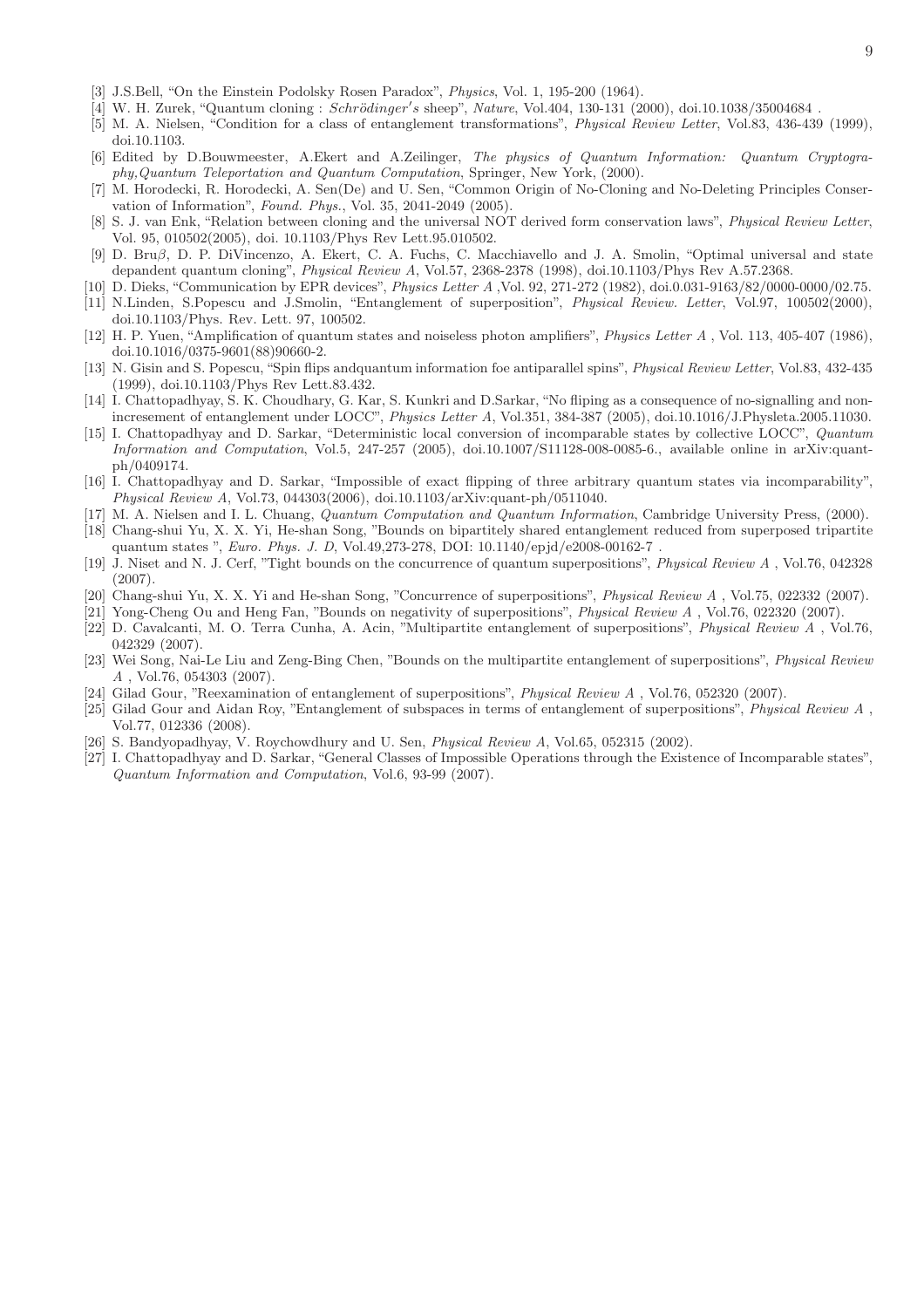[3] J.S.Bell, "On the Einstein Podolsky Rosen Paradox", *Physics*, Vol. 1, 195-200 (1964).

[4] W. H. Zurek, "Quantum cloning : *Schrödinger's* sheep", *Nature*, Vol.404, 130-131 (2000), doi.10.1038/35004684 .

[5] M. A. Nielsen, "Condition for a class of entanglement transformations", *Physical Review Letter*, Vol.83, 436-439 (1999), doi.10.1103.

[6] Edited by D.Bouwmeester, A.Ekert and A.Zeilinger, *The physics of Quantum Information: Quantum Cryptography,Quantum Teleportation and Quantum Computation*, Springer, New York, (2000).

[7] M. Horodecki, R. Horodecki, A. Sen(De) and U. Sen, "Common Origin of No-Cloning and No-Deleting Principles Conservation of Information", *Found. Phys.*, Vol. 35, 2041-2049 (2005).

[8] S. J. van Enk, "Relation between cloning and the universal NOT derived form conservation laws", *Physical Review Letter*, Vol. 95, 010502(2005), doi. 10.1103/Phys Rev Lett.95.010502.

[9] D. Bru$\beta$, D. P. DiVincenzo, A. Ekert, C. A. Fuchs, C. Macchiavello and J. A. Smolin, "Optimal universal and state dependant quantum cloning", *Physical Review A*, Vol.57, 2368-2378 (1998), doi.10.1103/Phys Rev A.57.2368.

[10] D. Dieks, "Communication by EPR devices", *Physics Letter A* ,Vol. 92, 271-272 (1982), doi.0.031-9163/82/0000-0000/02.75.

[11] N.Linden, S.Popescu and J.Smolin, "Entanglement of superposition", *Physical Review. Letter*, Vol.97, 100502(2000), doi.10.1103/Phys. Rev. Lett. 97, 100502.

[12] H. P. Yuen, "Amplification of quantum states and noiseless photon amplifiers", *Physics Letter A* , Vol. 113, 405-407 (1986), doi.10.1016/0375-9601(88)90660-2.

[13] N. Gisin and S. Popescu, "Spin flips andquantum information foe antiparallel spins", *Physical Review Letter*, Vol.83, 432-435 (1999), doi.10.1103/Phys Rev Lett.83.432.

[14] I. Chattopadhyay, S. K. Choudhary, G. Kar, S. Kunkri and D.Sarkar, "No fliping as a consequence of no-signalling and non-incresement of entanglement under LOCC", *Physics Letter A*, Vol.351, 384-387 (2005), doi.10.1016/J.Physleta.2005.11030.

[15] I. Chattopadhyay and D. Sarkar, "Deterministic local conversion of incomparable states by collective LOCC", *Quantum Information and Computation*, Vol.5, 247-257 (2005), doi.10.1007/S11128-008-0085-6., available online in arXiv:quant-ph/0409174.

[16] I. Chattopadhyay and D. Sarkar, "Impossible of exact flipping of three arbitrary quantum states via incomparability", *Physical Review A*, Vol.73, 044303(2006), doi.10.1103/arXiv:quant-ph/0511040.

[17] M. A. Nielsen and I. L. Chuang, *Quantum Computation and Quantum Information*, Cambridge University Press, (2000).

[18] Chang-shui Yu, X. X. Yi, He-shan Song, "Bounds on bipartitely shared entanglement reduced from superposed tripartite quantum states ", *Euro. Phys. J. D*, Vol.49,273-278, DOI: 10.1140/epjd/e2008-00162-7 .

[19] J. Niset and N. J. Cerf, "Tight bounds on the concurrence of quantum superpositions", *Physical Review A* , Vol.76, 042328 (2007).

[20] Chang-shui Yu, X. X. Yi and He-shan Song, "Concurrence of superpositions", *Physical Review A* , Vol.75, 022332 (2007).

[21] Yong-Cheng Ou and Heng Fan, "Bounds on negativity of superpositions", *Physical Review A* , Vol.76, 022320 (2007).

[22] D. Cavalcanti, M. O. Terra Cunha, A. Acin, "Multipartite entanglement of superpositions", *Physical Review A* , Vol.76, 042329 (2007).

[23] Wei Song, Nai-Le Liu and Zeng-Bing Chen, "Bounds on the multipartite entanglement of superpositions", *Physical Review A* , Vol.76, 054303 (2007).

[24] Gilad Gour, "Reexamination of entanglement of superpositions", *Physical Review A* , Vol.76, 052320 (2007).

[25] Gilad Gour and Aidan Roy, "Entanglement of subspaces in terms of entanglement of superpositions", *Physical Review A* , Vol.77, 012336 (2008).

[26] S. Bandyopadhyay, V. Roychowdhury and U. Sen, *Physical Review A*, Vol.65, 052315 (2002).

[27] I. Chattopadhyay and D. Sarkar, "General Classes of Impossible Operations through the Existence of Incomparable states", *Quantum Information and Computation*, Vol.6, 93-99 (2007).